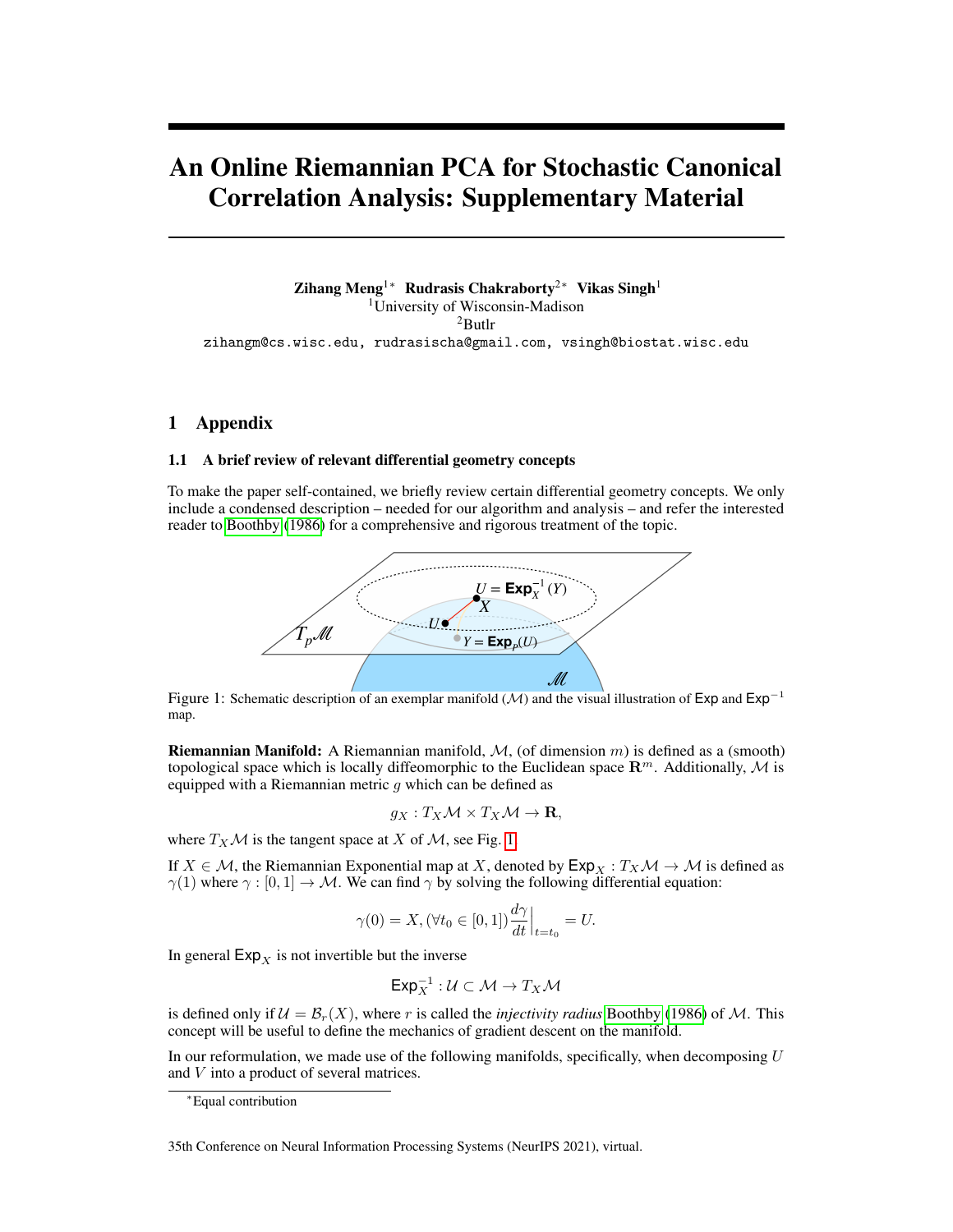# An Online Riemannian PCA for Stochastic Canonical Correlation Analysis: Supplementary Material

**Zihang Meng**[1*] **Rudrasis Chakraborty**[2*] **Vikas Singh**[1]

[1]University of Wisconsin-Madison

[2]Butlr

zihangm@cs.wisc.edu, rudrasischa@gmail.com, vsingh@biostat.wisc.edu

## 1 Appendix

### 1.1 A brief review of relevant differential geometry concepts

To make the paper self-contained, we briefly review certain differential geometry concepts. We only include a condensed description – needed for our algorithm and analysis – and refer the interested reader to Boothby (1986) for a comprehensive and rigorous treatment of the topic.

Figure 1: Schematic description of an exemplar manifold ($\mathcal{M}$) and the visual illustration of $\mathsf{Exp}$ and $\mathsf{Exp}^{-1}$ map.

**Riemannian Manifold:** A Riemannian manifold, $\mathcal{M}$, (of dimension $m$) is defined as a (smooth) topological space which is locally diffeomorphic to the Euclidean space $\mathbf{R}^m$. Additionally, $\mathcal{M}$ is equipped with a Riemannian metric $g$ which can be defined as

$$g_X : T_X\mathcal{M} \times T_X\mathcal{M} \rightarrow \mathbf{R},$$

where $T_X\mathcal{M}$ is the tangent space at $X$ of $\mathcal{M}$, see Fig. 1.

If $X \in \mathcal{M}$, the Riemannian Exponential map at $X$, denoted by $\mathsf{Exp}_X : T_X\mathcal{M} \rightarrow \mathcal{M}$ is defined as $\gamma(1)$ where $\gamma : [0, 1] \rightarrow \mathcal{M}$. We can find $\gamma$ by solving the following differential equation:

$$\gamma(0) = X, (\forall t_0 \in [0, 1]) \frac{d\gamma}{dt}\Big|_{t=t_0} = U.$$

In general $\mathsf{Exp}_X$ is not invertible but the inverse

$$\mathsf{Exp}_X^{-1} : \mathcal{U} \subset \mathcal{M} \rightarrow T_X\mathcal{M}$$

is defined only if $\mathcal{U} = \mathcal{B}_r(X)$, where $r$ is called the *injectivity radius* Boothby (1986) of $\mathcal{M}$. This concept will be useful to define the mechanics of gradient descent on the manifold.

In our reformulation, we made use of the following manifolds, specifically, when decomposing $U$ and $V$ into a product of several matrices.

*Equal contribution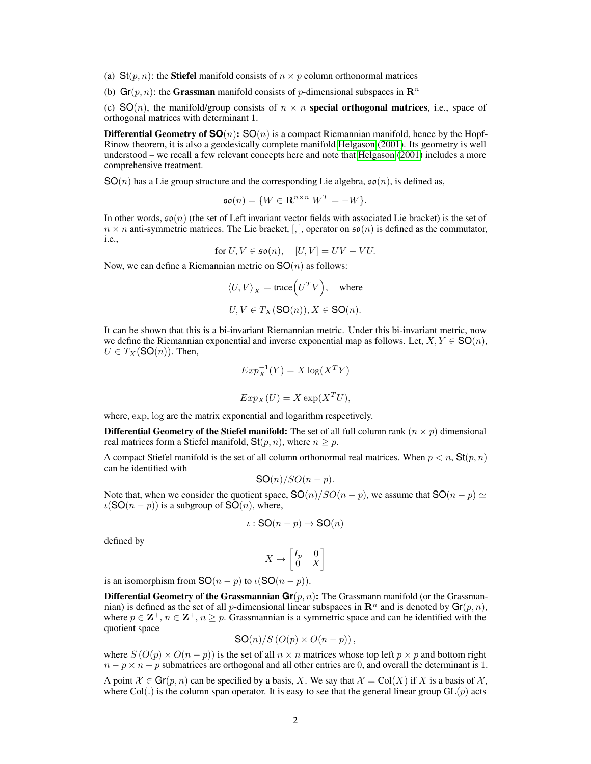(a) $\mathsf{St}(p, n)$: the **Stiefel** manifold consists of $n \times p$ column orthonormal matrices

(b) $\mathsf{Gr}(p, n)$: the **Grassman** manifold consists of $p$-dimensional subspaces in $\mathbf{R}^n$

(c) $\mathsf{SO}(n)$, the manifold/group consists of $n \times n$ **special orthogonal matrices**, i.e., space of orthogonal matrices with determinant 1.

**Differential Geometry of $\mathsf{SO}(n)$:** $\mathsf{SO}(n)$ is a compact Riemannian manifold, hence by the Hopf-Rinow theorem, it is also a geodesically complete manifold Helgason (2001). Its geometry is well understood – we recall a few relevant concepts here and note that Helgason (2001) includes a more comprehensive treatment.

$\mathsf{SO}(n)$ has a Lie group structure and the corresponding Lie algebra, $\mathfrak{so}(n)$, is defined as,

$$\mathfrak{so}(n) = \{W \in \mathbf{R}^{n \times n} | W^T = -W\}.$$

In other words, $\mathfrak{so}(n)$ (the set of Left invariant vector fields with associated Lie bracket) is the set of $n \times n$ anti-symmetric matrices. The Lie bracket, $[,]$, operator on $\mathfrak{so}(n)$ is defined as the commutator, i.e.,

$$\text{for } U, V \in \mathfrak{so}(n), \quad [U, V] = UV - VU.$$

Now, we can define a Riemannian metric on $\mathsf{SO}(n)$ as follows:

$$\langle U, V \rangle_X = \text{trace}\left(U^T V\right), \quad \text{where}$$

$$U, V \in T_X(\mathsf{SO}(n)), X \in \mathsf{SO}(n).$$

It can be shown that this is a bi-invariant Riemannian metric. Under this bi-invariant metric, now we define the Riemannian exponential and inverse exponential map as follows. Let, $X, Y \in \mathsf{SO}(n)$, $U \in T_X(\mathsf{SO}(n))$. Then,

$$Exp_X^{-1}(Y) = X \log(X^T Y)$$

$$Exp_X(U) = X \exp(X^T U),$$

where, $\exp$, $\log$ are the matrix exponential and logarithm respectively.

**Differential Geometry of the Stiefel manifold:** The set of all full column rank $(n \times p)$ dimensional real matrices form a Stiefel manifold, $\mathsf{St}(p, n)$, where $n \geq p$.

A compact Stiefel manifold is the set of all column orthonormal real matrices. When $p < n$, $\mathsf{St}(p, n)$ can be identified with

$$\mathsf{SO}(n)/SO(n-p).$$

Note that, when we consider the quotient space, $\mathsf{SO}(n)/SO(n-p)$, we assume that $\mathsf{SO}(n-p) \simeq \iota(\mathsf{SO}(n-p))$ is a subgroup of $\mathsf{SO}(n)$, where,

$$\iota : \mathsf{SO}(n-p) \to \mathsf{SO}(n)$$

defined by

$$X \mapsto \begin{bmatrix} I_p & 0 \\ 0 & X \end{bmatrix}$$

is an isomorphism from $\mathsf{SO}(n-p)$ to $\iota(\mathsf{SO}(n-p))$.

**Differential Geometry of the Grassmannian $\mathsf{Gr}(p, n)$:** The Grassmann manifold (or the Grassmannian) is defined as the set of all $p$-dimensional linear subspaces in $\mathbf{R}^n$ and is denoted by $\mathsf{Gr}(p, n)$, where $p \in \mathbf{Z}^+$, $n \in \mathbf{Z}^+$, $n \geq p$. Grassmannian is a symmetric space and can be identified with the quotient space

$$\mathsf{SO}(n)/S\left(O(p) \times O(n-p)\right),$$

where $S\left(O(p) \times O(n-p)\right)$ is the set of all $n \times n$ matrices whose top left $p \times p$ and bottom right $n-p \times n-p$ submatrices are orthogonal and all other entries are 0, and overall the determinant is 1.

A point $\mathcal{X} \in \mathsf{Gr}(p, n)$ can be specified by a basis, $X$. We say that $\mathcal{X} = \text{Col}(X)$ if $X$ is a basis of $\mathcal{X}$, where $\text{Col}(.)$ is the column span operator. It is easy to see that the general linear group $\text{GL}(p)$ acts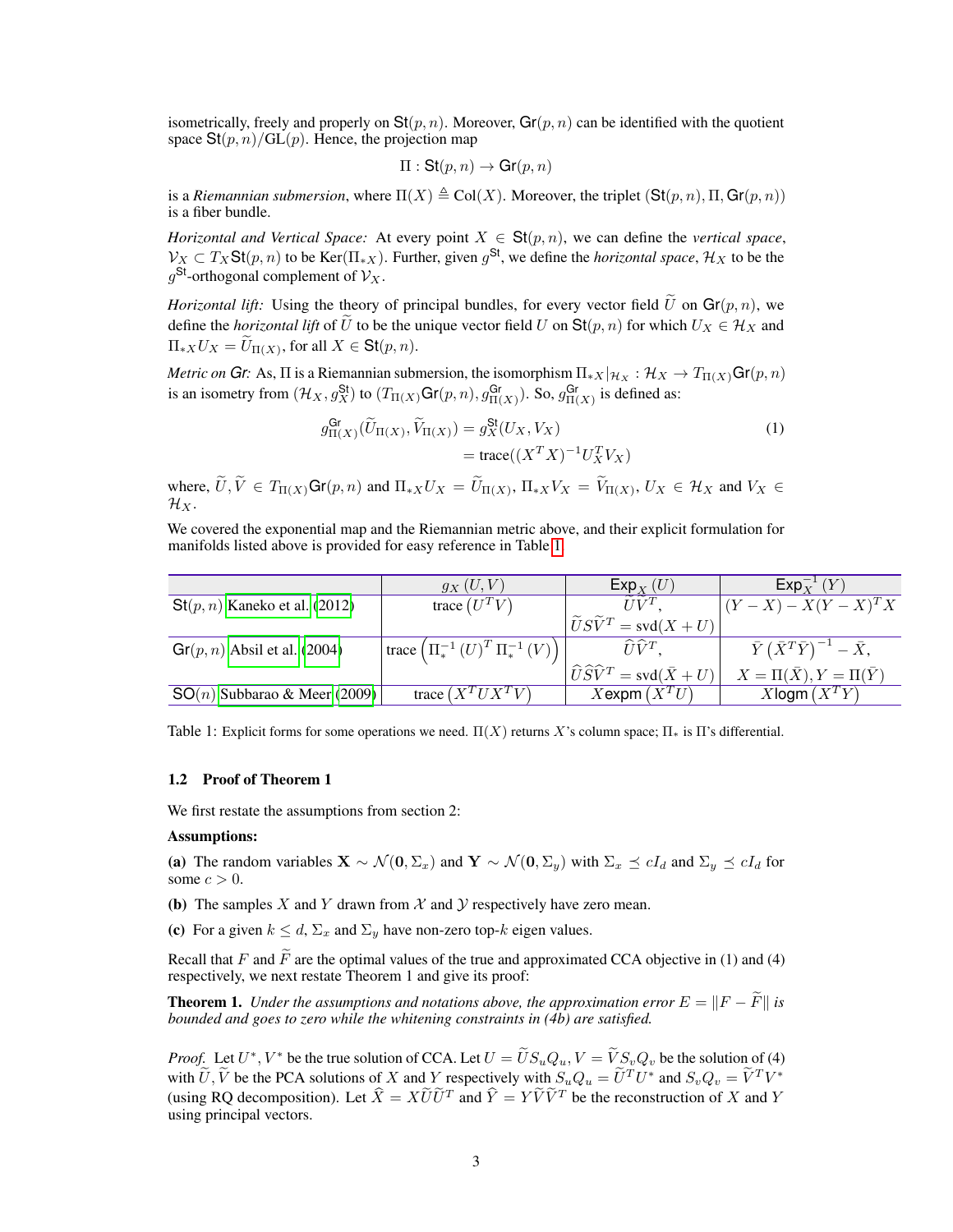isometrically, freely and properly on $\mathsf{St}(p,n)$. Moreover, $\mathsf{Gr}(p,n)$ can be identified with the quotient space $\mathsf{St}(p,n)/\mathrm{GL}(p)$. Hence, the projection map

$$\Pi : \mathsf{St}(p,n) \to \mathsf{Gr}(p,n)$$

is a *Riemannian submersion*, where $\Pi(X) \triangleq \mathrm{Col}(X)$. Moreover, the triplet $(\mathsf{St}(p,n), \Pi, \mathsf{Gr}(p,n))$ is a fiber bundle.

*Horizontal and Vertical Space:* At every point $X \in \mathsf{St}(p,n)$, we can define the *vertical space*, $\mathcal{V}_X \subset T_X\mathsf{St}(p,n)$ to be $\mathrm{Ker}(\Pi_{*X})$. Further, given $g^{\mathsf{St}}$, we define the *horizontal space*, $\mathcal{H}_X$ to be the $g^{\mathsf{St}}$-orthogonal complement of $\mathcal{V}_X$.

*Horizontal lift:* Using the theory of principal bundles, for every vector field $\widetilde{U}$ on $\mathsf{Gr}(p,n)$, we define the *horizontal lift* of $\widetilde{U}$ to be the unique vector field $U$ on $\mathsf{St}(p,n)$ for which $U_X \in \mathcal{H}_X$ and $\Pi_{*X}U_X = \widetilde{U}_{\Pi(X)}$, for all $X \in \mathsf{St}(p,n)$.

*Metric on $\mathsf{Gr}$:* As, $\Pi$ is a Riemannian submersion, the isomorphism $\Pi_{*X}|_{\mathcal{H}_X} : \mathcal{H}_X \to T_{\Pi(X)}\mathsf{Gr}(p,n)$ is an isometry from $(\mathcal{H}_X, g^{\mathsf{St}}_X)$ to $(T_{\Pi(X)}\mathsf{Gr}(p,n), g^{\mathsf{Gr}}_{\Pi(X)})$. So, $g^{\mathsf{Gr}}_{\Pi(X)}$ is defined as:

$$\begin{aligned} g^{\mathsf{Gr}}_{\Pi(X)}(\widetilde{U}_{\Pi(X)}, \widetilde{V}_{\Pi(X)}) &= g^{\mathsf{St}}_X(U_X, V_X) \\ &= \mathrm{trace}((X^TX)^{-1}U_X^TV_X) \end{aligned} \tag{1}$$

where, $\widetilde{U}, \widetilde{V} \in T_{\Pi(X)}\mathsf{Gr}(p,n)$ and $\Pi_{*X}U_X = \widetilde{U}_{\Pi(X)}$, $\Pi_{*X}V_X = \widetilde{V}_{\Pi(X)}$, $U_X \in \mathcal{H}_X$ and $V_X \in \mathcal{H}_X$.

We covered the exponential map and the Riemannian metric above, and their explicit formulation for manifolds listed above is provided for easy reference in Table 1.

| | $g_X(U,V)$ | $\mathsf{Exp}_X(U)$ | $\mathsf{Exp}_X^{-1}(Y)$ |
|---|---|---|---|
| $\mathsf{St}(p,n)$ Kaneko et al. (2012) | $\mathrm{trace}(U^TV)$ | $\widetilde{U}\widetilde{V}^T$, $\widetilde{U}S\widetilde{V}^T = \mathrm{svd}(X+U)$ | $(Y-X) - X(Y-X)^TX$ |
| $\mathsf{Gr}(p,n)$ Absil et al. (2004) | $\mathrm{trace}\left(\Pi_*^{-1}(U)^T\,\Pi_*^{-1}(V)\right)$ | $\widehat{U}\widehat{V}^T$, $\widehat{U}\widehat{S}\widehat{V}^T = \mathrm{svd}(\bar{X}+U)$ | $\bar{Y}\left(\bar{X}^T\bar{Y}\right)^{-1} - \bar{X}$, $X = \Pi(\bar{X}), Y = \Pi(\bar{Y})$ |
| $\mathsf{SO}(n)$ Subbarao & Meer (2009) | $\mathrm{trace}\left(X^TUX^TV\right)$ | $X\mathsf{expm}\left(X^TU\right)$ | $X\mathsf{logm}\left(X^TY\right)$ |

Table 1: Explicit forms for some operations we need. $\Pi(X)$ returns $X$'s column space; $\Pi_*$ is $\Pi$'s differential.

### 1.2 Proof of Theorem 1

We first restate the assumptions from section 2:

**Assumptions:**

**(a)** The random variables $\mathbf{X} \sim \mathcal{N}(\mathbf{0}, \Sigma_x)$ and $\mathbf{Y} \sim \mathcal{N}(\mathbf{0}, \Sigma_y)$ with $\Sigma_x \preceq cI_d$ and $\Sigma_y \preceq cI_d$ for some $c > 0$.

**(b)** The samples $X$ and $Y$ drawn from $\mathcal{X}$ and $\mathcal{Y}$ respectively have zero mean.

**(c)** For a given $k \leq d$, $\Sigma_x$ and $\Sigma_y$ have non-zero top-$k$ eigen values.

Recall that $F$ and $\widetilde{F}$ are the optimal values of the true and approximated CCA objective in (1) and (4) respectively, we next restate Theorem 1 and give its proof:

**Theorem 1.** *Under the assumptions and notations above, the approximation error $E = \|F - \widetilde{F}\|$ is bounded and goes to zero while the whitening constraints in (4b) are satisfied.*

*Proof.* Let $U^*, V^*$ be the true solution of CCA. Let $U = \widetilde{U}S_uQ_u$, $V = \widetilde{V}S_vQ_v$ be the solution of (4) with $\widetilde{U}, \widetilde{V}$ be the PCA solutions of $X$ and $Y$ respectively with $S_uQ_u = \widetilde{U}^TU^*$ and $S_vQ_v = \widetilde{V}^TV^*$ (using RQ decomposition). Let $\widehat{X} = X\widetilde{U}\widetilde{U}^T$ and $\widehat{Y} = Y\widetilde{V}\widetilde{V}^T$ be the reconstruction of $X$ and $Y$ using principal vectors.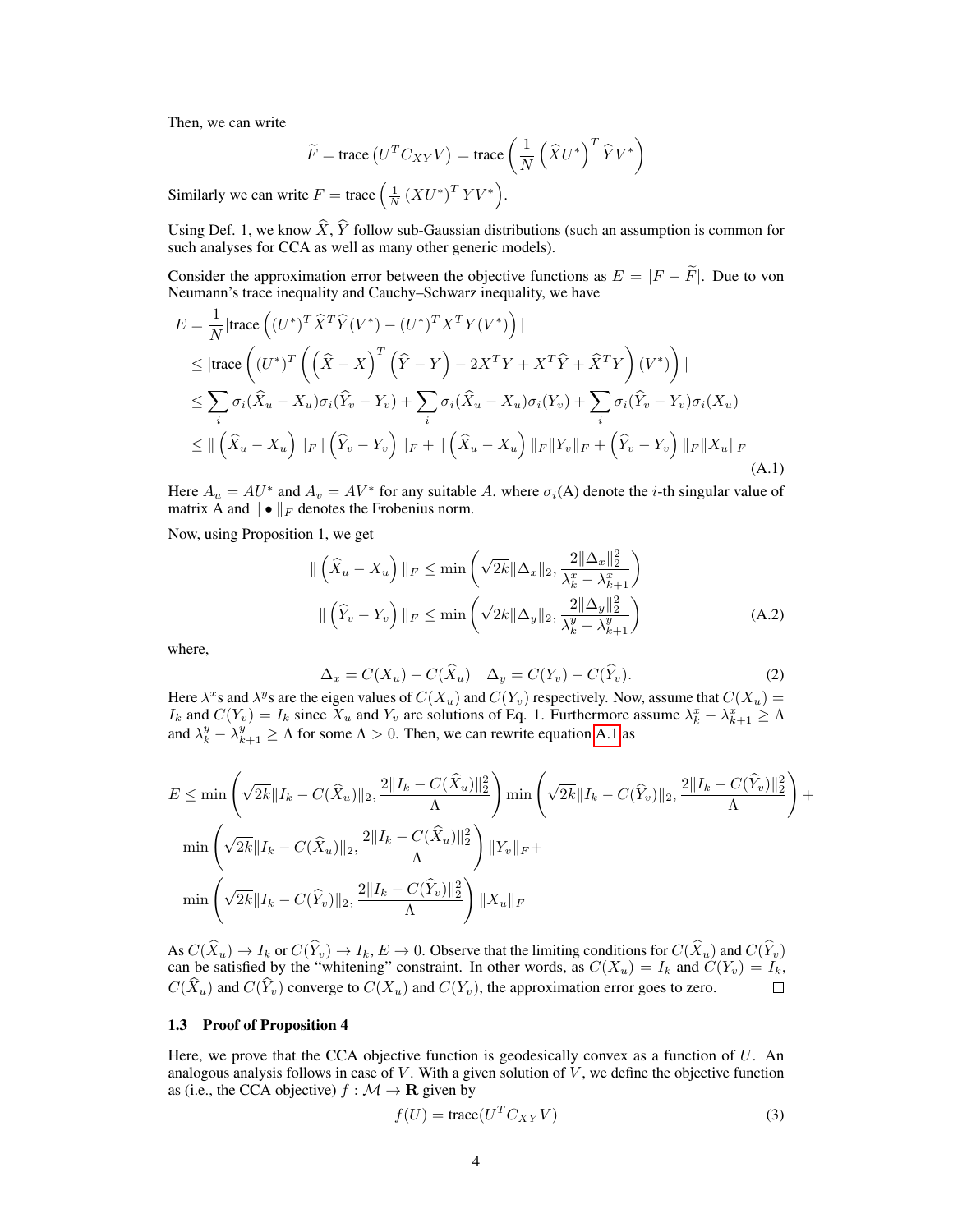Then, we can write

$$\widetilde{F} = \text{trace}\left(U^T C_{XY} V\right) = \text{trace}\left(\frac{1}{N}\left(\widehat{X}U^*\right)^T \widehat{Y}V^*\right)$$

Similarly we can write $F = \text{trace}\left(\frac{1}{N}\left(XU^*\right)^T YV^*\right)$.

Using Def. 1, we know $\widehat{X}, \widehat{Y}$ follow sub-Gaussian distributions (such an assumption is common for such analyses for CCA as well as many other generic models).

Consider the approximation error between the objective functions as $E = |F - \widetilde{F}|$. Due to von Neumann's trace inequality and Cauchy–Schwarz inequality, we have

$$\begin{aligned}
E &= \frac{1}{N}|\text{trace}\left((U^*)^T \widehat{X}^T \widehat{Y}(V^*) - (U^*)^T X^T Y (V^*)\right)| \\
&\leq |\text{trace}\left((U^*)^T \left(\left(\widehat{X} - X\right)^T \left(\widehat{Y} - Y\right) - 2X^T Y + X^T \widehat{Y} + \widehat{X}^T Y\right)(V^*)\right)| \\
&\leq \sum_i \sigma_i(\widehat{X}_u - X_u)\sigma_i(\widehat{Y}_v - Y_v) + \sum_i \sigma_i(\widehat{X}_u - X_u)\sigma_i(Y_v) + \sum_i \sigma_i(\widehat{Y}_v - Y_v)\sigma_i(X_u) \\
&\leq \|\left(\widehat{X}_u - X_u\right)\|_F \|\left(\widehat{Y}_v - Y_v\right)\|_F + \|\left(\widehat{X}_u - X_u\right)\|_F \|Y_v\|_F + \left(\widehat{Y}_v - Y_v\right)\|_F \|X_u\|_F
\end{aligned} \tag{A.1}$$

Here $A_u = AU^*$ and $A_v = AV^*$ for any suitable $A$. where $\sigma_i$(A) denote the $i$-th singular value of matrix A and $\| \bullet \|_F$ denotes the Frobenius norm.

Now, using Proposition 1, we get

$$\begin{aligned}
\|\left(\widehat{X}_u - X_u\right)\|_F &\leq \min\left(\sqrt{2k}\|\Delta_x\|_2, \frac{2\|\Delta_x\|_2^2}{\lambda_k^x - \lambda_{k+1}^x}\right) \\
\|\left(\widehat{Y}_v - Y_v\right)\|_F &\leq \min\left(\sqrt{2k}\|\Delta_y\|_2, \frac{2\|\Delta_y\|_2^2}{\lambda_k^y - \lambda_{k+1}^y}\right)
\end{aligned} \tag{A.2}$$

where,

$$\Delta_x = C(X_u) - C(\widehat{X}_u) \quad \Delta_y = C(Y_v) - C(\widehat{Y}_v). \tag{2}$$

Here $\lambda^x$s and $\lambda^y$s are the eigen values of $C(X_u)$ and $C(Y_v)$ respectively. Now, assume that $C(X_u) = I_k$ and $C(Y_v) = I_k$ since $X_u$ and $Y_v$ are solutions of Eq. 1. Furthermore assume $\lambda_k^x - \lambda_{k+1}^x \geq \Lambda$ and $\lambda_k^y - \lambda_{k+1}^y \geq \Lambda$ for some $\Lambda > 0$. Then, we can rewrite equation A.1 as

$$\begin{aligned}
E \leq\ & \min\left(\sqrt{2k}\|I_k - C(\widehat{X}_u)\|_2, \frac{2\|I_k - C(\widehat{X}_u)\|_2^2}{\Lambda}\right) \min\left(\sqrt{2k}\|I_k - C(\widehat{Y}_v)\|_2, \frac{2\|I_k - C(\widehat{Y}_v)\|_2^2}{\Lambda}\right) + \\
& \min\left(\sqrt{2k}\|I_k - C(\widehat{X}_u)\|_2, \frac{2\|I_k - C(\widehat{X}_u)\|_2^2}{\Lambda}\right) \|Y_v\|_F + \\
& \min\left(\sqrt{2k}\|I_k - C(\widehat{Y}_v)\|_2, \frac{2\|I_k - C(\widehat{Y}_v)\|_2^2}{\Lambda}\right) \|X_u\|_F
\end{aligned}$$

As $C(\widehat{X}_u) \to I_k$ or $C(\widehat{Y}_v) \to I_k$, $E \to 0$. Observe that the limiting conditions for $C(\widehat{X}_u)$ and $C(\widehat{Y}_v)$ can be satisfied by the "whitening" constraint. In other words, as $C(X_u) = I_k$ and $C(Y_v) = I_k$, $C(\widehat{X}_u)$ and $C(\widehat{Y}_v)$ converge to $C(X_u)$ and $C(Y_v)$, the approximation error goes to zero. □

### 1.3 Proof of Proposition 4

Here, we prove that the CCA objective function is geodesically convex as a function of $U$. An analogous analysis follows in case of $V$. With a given solution of $V$, we define the objective function as (i.e., the CCA objective) $f : \mathcal{M} \to \mathbf{R}$ given by

$$f(U) = \text{trace}(U^T C_{XY} V) \tag{3}$$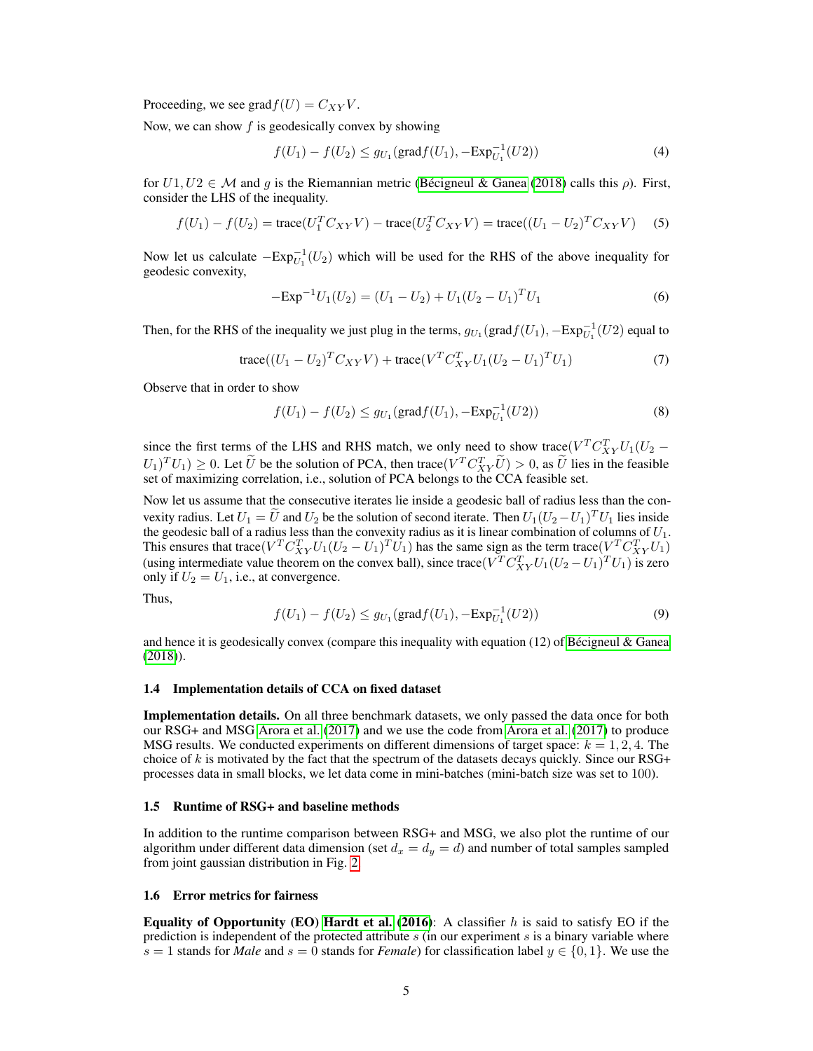Proceeding, we see $\text{grad} f(U) = C_{XY}V$.

Now, we can show $f$ is geodesically convex by showing

$$f(U_1) - f(U_2) \leq g_{U_1}(\text{grad}f(U_1), -\text{Exp}_{U_1}^{-1}(U2)) \tag{4}$$

for $U1, U2 \in \mathcal{M}$ and $g$ is the Riemannian metric (Bécigneul & Ganea (2018) calls this $\rho$). First, consider the LHS of the inequality.

$$f(U_1) - f(U_2) = \text{trace}(U_1^T C_{XY} V) - \text{trace}(U_2^T C_{XY} V) = \text{trace}((U_1 - U_2)^T C_{XY} V) \tag{5}$$

Now let us calculate $-\text{Exp}_{U_1}^{-1}(U_2)$ which will be used for the RHS of the above inequality for geodesic convexity,

$$-\text{Exp}^{-1} U_1(U_2) = (U_1 - U_2) + U_1(U_2 - U_1)^T U_1 \tag{6}$$

Then, for the RHS of the inequality we just plug in the terms, $g_{U_1}(\text{grad}f(U_1), -\text{Exp}_{U_1}^{-1}(U2)$ equal to

$$\text{trace}((U_1 - U_2)^T C_{XY} V) + \text{trace}(V^T C_{XY}^T U_1 (U_2 - U_1)^T U_1) \tag{7}$$

Observe that in order to show

$$f(U_1) - f(U_2) \leq g_{U_1}(\text{grad}f(U_1), -\text{Exp}_{U_1}^{-1}(U2)) \tag{8}$$

since the first terms of the LHS and RHS match, we only need to show $\text{trace}(V^T C_{XY}^T U_1 (U_2 - U_1)^T U_1) \geq 0$. Let $\widetilde{U}$ be the solution of PCA, then $\text{trace}(V^T C_{XY}^T \widetilde{U}) > 0$, as $\widetilde{U}$ lies in the feasible set of maximizing correlation, i.e., solution of PCA belongs to the CCA feasible set.

Now let us assume that the consecutive iterates lie inside a geodesic ball of radius less than the convexity radius. Let $U_1 = \widetilde{U}$ and $U_2$ be the solution of second iterate. Then $U_1(U_2 - U_1)^T U_1$ lies inside the geodesic ball of a radius less than the convexity radius as it is linear combination of columns of $U_1$. This ensures that $\text{trace}(V^T C_{XY}^T U_1 (U_2 - U_1)^T U_1)$ has the same sign as the term $\text{trace}(V^T C_{XY}^T U_1)$ (using intermediate value theorem on the convex ball), since $\text{trace}(V^T C_{XY}^T U_1 (U_2 - U_1)^T U_1)$ is zero only if $U_2 = U_1$, i.e., at convergence.

Thus,

$$f(U_1) - f(U_2) \leq g_{U_1}(\text{grad}f(U_1), -\text{Exp}_{U_1}^{-1}(U2)) \tag{9}$$

and hence it is geodesically convex (compare this inequality with equation (12) of Bécigneul & Ganea (2018)).

### 1.4 Implementation details of CCA on fixed dataset

**Implementation details.** On all three benchmark datasets, we only passed the data once for both our RSG+ and MSG Arora et al. (2017) and we use the code from Arora et al. (2017) to produce MSG results. We conducted experiments on different dimensions of target space: $k = 1, 2, 4$. The choice of $k$ is motivated by the fact that the spectrum of the datasets decays quickly. Since our RSG+ processes data in small blocks, we let data come in mini-batches (mini-batch size was set to 100).

### 1.5 Runtime of RSG+ and baseline methods

In addition to the runtime comparison between RSG+ and MSG, we also plot the runtime of our algorithm under different data dimension (set $d_x = d_y = d$) and number of total samples sampled from joint gaussian distribution in Fig. 2.

### 1.6 Error metrics for fairness

**Equality of Opportunity (EO) Hardt et al. (2016)**: A classifier $h$ is said to satisfy EO if the prediction is independent of the protected attribute $s$ (in our experiment $s$ is a binary variable where $s = 1$ stands for *Male* and $s = 0$ stands for *Female*) for classification label $y \in \{0, 1\}$. We use the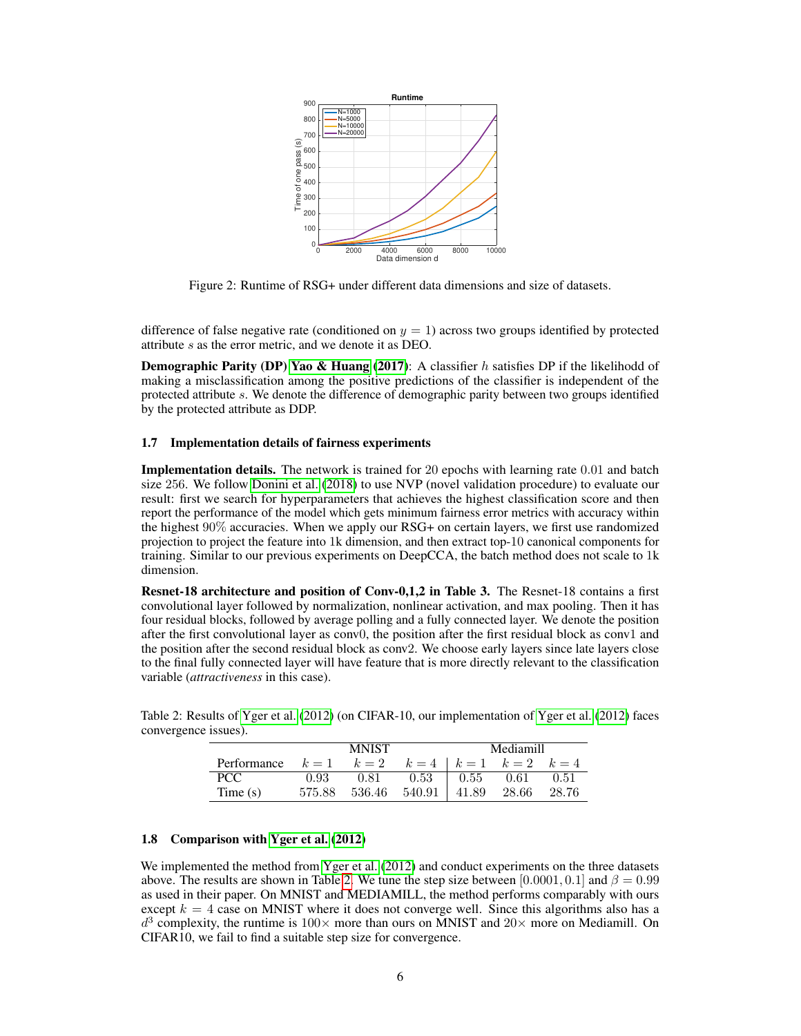Figure 2: Runtime of RSG+ under different data dimensions and size of datasets.

difference of false negative rate (conditioned on $y = 1$) across two groups identified by protected attribute $s$ as the error metric, and we denote it as DEO.

**Demographic Parity (DP)** Yao & Huang (2017): A classifier $h$ satisfies DP if the likelihodd of making a misclassification among the positive predictions of the classifier is independent of the protected attribute $s$. We denote the difference of demographic parity between two groups identified by the protected attribute as DDP.

### 1.7 Implementation details of fairness experiments

**Implementation details.** The network is trained for 20 epochs with learning rate 0.01 and batch size 256. We follow Donini et al. (2018) to use NVP (novel validation procedure) to evaluate our result: first we search for hyperparameters that achieves the highest classification score and then report the performance of the model which gets minimum fairness error metrics with accuracy within the highest 90% accuracies. When we apply our RSG+ on certain layers, we first use randomized projection to project the feature into 1k dimension, and then extract top-10 canonical components for training. Similar to our previous experiments on DeepCCA, the batch method does not scale to 1k dimension.

**Resnet-18 architecture and position of Conv-0,1,2 in Table 3.** The Resnet-18 contains a first convolutional layer followed by normalization, nonlinear activation, and max pooling. Then it has four residual blocks, followed by average polling and a fully connected layer. We denote the position after the first convolutional layer as conv0, the position after the first residual block as conv1 and the position after the second residual block as conv2. We choose early layers since late layers close to the final fully connected layer will have feature that is more directly relevant to the classification variable (*attractiveness* in this case).

Table 2: Results of Yger et al. (2012) (on CIFAR-10, our implementation of Yger et al. (2012) faces convergence issues).

| | MNIST | | | Mediamill | | |
|---|---|---|---|---|---|---|
| Performance | $k=1$ | $k=2$ | $k=4$ | $k=1$ | $k=2$ | $k=4$ |
| PCC | 0.93 | 0.81 | 0.53 | 0.55 | 0.61 | 0.51 |
| Time (s) | 575.88 | 536.46 | 540.91 | 41.89 | 28.66 | 28.76 |

### 1.8 Comparison with Yger et al. (2012)

We implemented the method from Yger et al. (2012) and conduct experiments on the three datasets above. The results are shown in Table 2. We tune the step size between $[0.0001, 0.1]$ and $\beta = 0.99$ as used in their paper. On MNIST and MEDIAMILL, the method performs comparably with ours except $k = 4$ case on MNIST where it does not converge well. Since this algorithms also has a $d^3$ complexity, the runtime is $100\times$ more than ours on MNIST and $20\times$ more on Mediamill. On CIFAR10, we fail to find a suitable step size for convergence.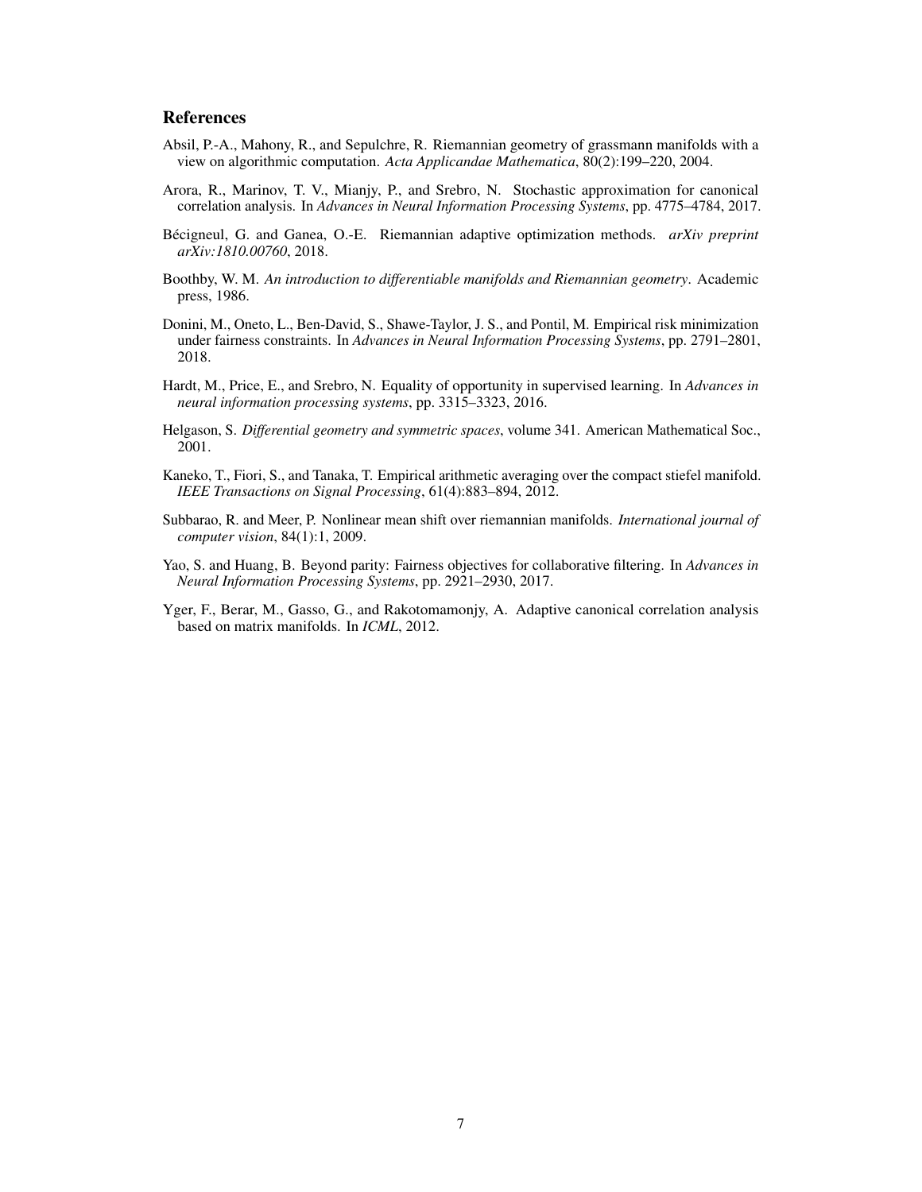## References

Absil, P.-A., Mahony, R., and Sepulchre, R. Riemannian geometry of grassmann manifolds with a view on algorithmic computation. *Acta Applicandae Mathematica*, 80(2):199–220, 2004.

Arora, R., Marinov, T. V., Mianjy, P., and Srebro, N. Stochastic approximation for canonical correlation analysis. In *Advances in Neural Information Processing Systems*, pp. 4775–4784, 2017.

Bécigneul, G. and Ganea, O.-E. Riemannian adaptive optimization methods. *arXiv preprint arXiv:1810.00760*, 2018.

Boothby, W. M. *An introduction to differentiable manifolds and Riemannian geometry*. Academic press, 1986.

Donini, M., Oneto, L., Ben-David, S., Shawe-Taylor, J. S., and Pontil, M. Empirical risk minimization under fairness constraints. In *Advances in Neural Information Processing Systems*, pp. 2791–2801, 2018.

Hardt, M., Price, E., and Srebro, N. Equality of opportunity in supervised learning. In *Advances in neural information processing systems*, pp. 3315–3323, 2016.

Helgason, S. *Differential geometry and symmetric spaces*, volume 341. American Mathematical Soc., 2001.

Kaneko, T., Fiori, S., and Tanaka, T. Empirical arithmetic averaging over the compact stiefel manifold. *IEEE Transactions on Signal Processing*, 61(4):883–894, 2012.

Subbarao, R. and Meer, P. Nonlinear mean shift over riemannian manifolds. *International journal of computer vision*, 84(1):1, 2009.

Yao, S. and Huang, B. Beyond parity: Fairness objectives for collaborative filtering. In *Advances in Neural Information Processing Systems*, pp. 2921–2930, 2017.

Yger, F., Berar, M., Gasso, G., and Rakotomamonjy, A. Adaptive canonical correlation analysis based on matrix manifolds. In *ICML*, 2012.